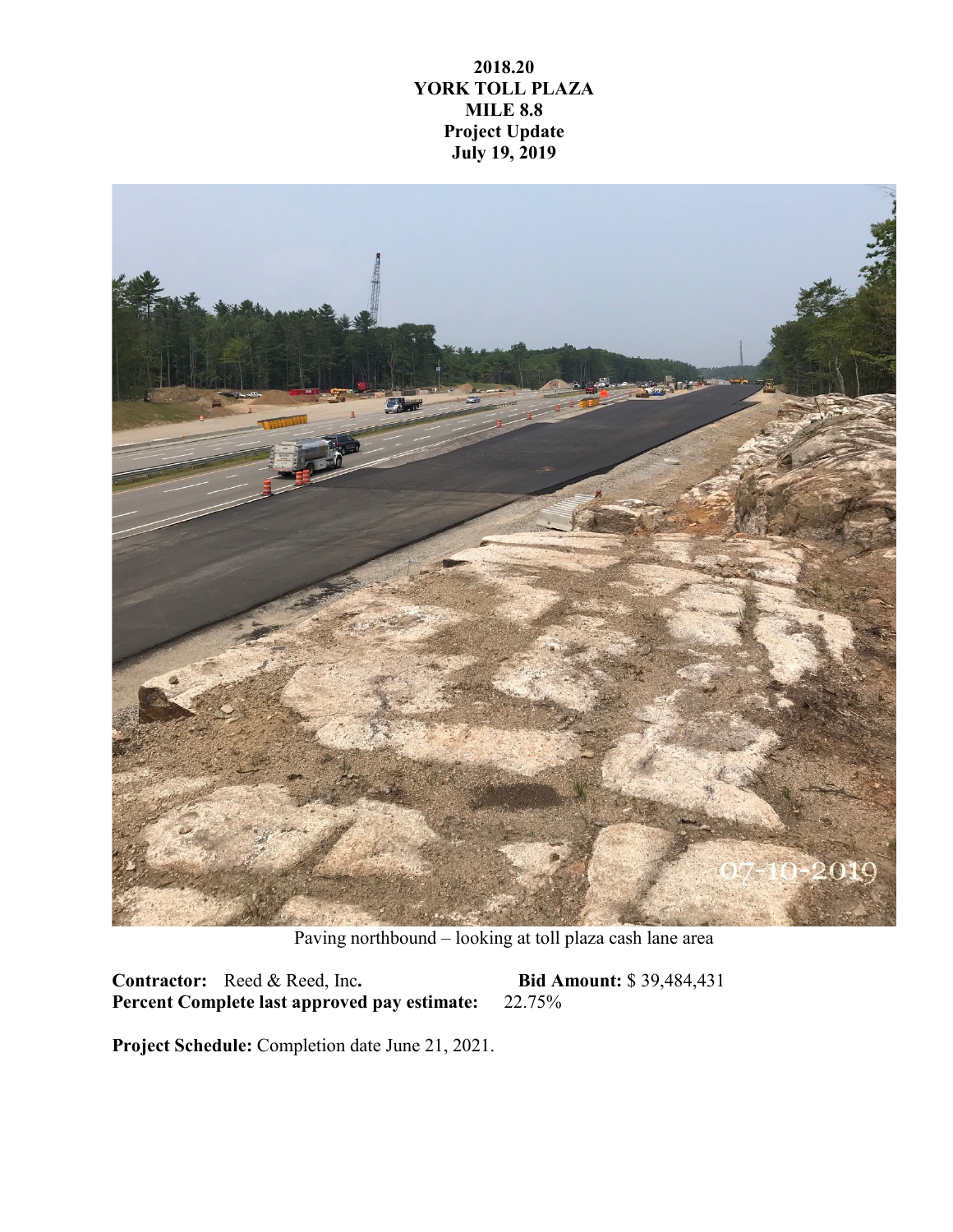**2018.20**
**YORK TOLL PLAZA**
**MILE 8.8**
**Project Update**
**July 19, 2019**

Paving northbound – looking at toll plaza cash lane area

**Contractor:** Reed & Reed, Inc. **Bid Amount:** $ 39,484,431
**Percent Complete last approved pay estimate:** 22.75%

**Project Schedule:** Completion date June 21, 2021.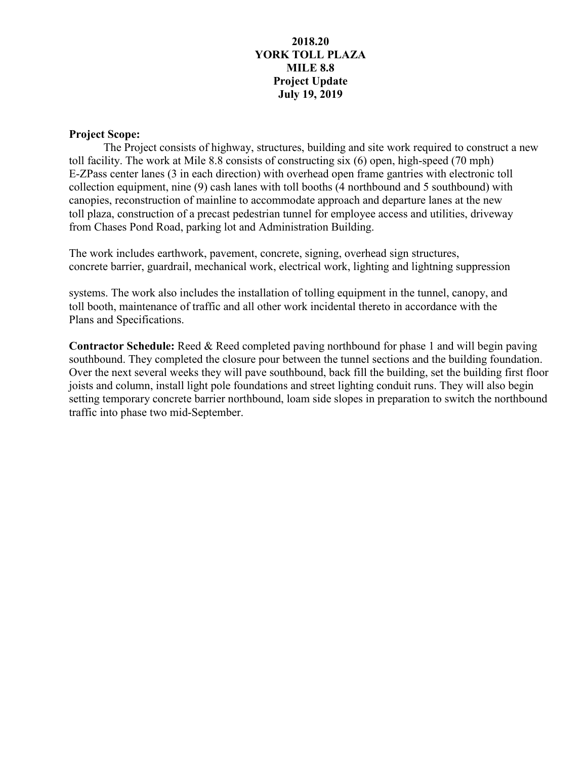**2018.20**
**YORK TOLL PLAZA**
**MILE 8.8**
**Project Update**
**July 19, 2019**

**Project Scope:**

The Project consists of highway, structures, building and site work required to construct a new toll facility. The work at Mile 8.8 consists of constructing six (6) open, high-speed (70 mph) E-ZPass center lanes (3 in each direction) with overhead open frame gantries with electronic toll collection equipment, nine (9) cash lanes with toll booths (4 northbound and 5 southbound) with canopies, reconstruction of mainline to accommodate approach and departure lanes at the new toll plaza, construction of a precast pedestrian tunnel for employee access and utilities, driveway from Chases Pond Road, parking lot and Administration Building.

The work includes earthwork, pavement, concrete, signing, overhead sign structures, concrete barrier, guardrail, mechanical work, electrical work, lighting and lightning suppression systems. The work also includes the installation of tolling equipment in the tunnel, canopy, and toll booth, maintenance of traffic and all other work incidental thereto in accordance with the Plans and Specifications.

**Contractor Schedule:** Reed & Reed completed paving northbound for phase 1 and will begin paving southbound. They completed the closure pour between the tunnel sections and the building foundation. Over the next several weeks they will pave southbound, back fill the building, set the building first floor joists and column, install light pole foundations and street lighting conduit runs. They will also begin setting temporary concrete barrier northbound, loam side slopes in preparation to switch the northbound traffic into phase two mid-September.